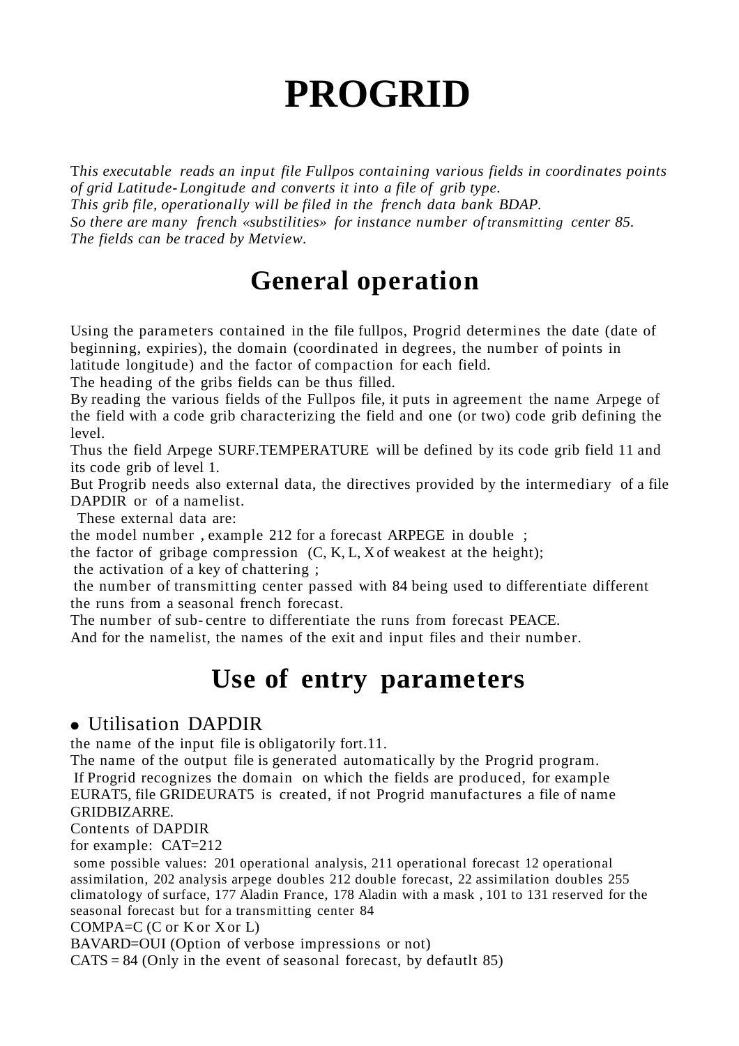# PROGRID

*This executable reads an input file Fullpos containing various fields in coordinates points of grid Latitude-Longitude and converts it into a file of grib type.*
*This grib file, operationally will be filed in the french data bank BDAP.*
*So there are many french «substilities» for instance number of transmitting center 85.*
*The fields can be traced by Metview.*

## General operation

Using the parameters contained in the file fullpos, Progrid determines the date (date of beginning, expiries), the domain (coordinated in degrees, the number of points in latitude longitude) and the factor of compaction for each field.
The heading of the gribs fields can be thus filled.
By reading the various fields of the Fullpos file, it puts in agreement the name Arpege of the field with a code grib characterizing the field and one (or two) code grib defining the level.
Thus the field Arpege SURF.TEMPERATURE will be defined by its code grib field 11 and its code grib of level 1.
But Progrib needs also external data, the directives provided by the intermediary of a file DAPDIR or of a namelist.
These external data are:
the model number , example 212 for a forecast ARPEGE in double ;
the factor of gribage compression (C, K, L, X of weakest at the height);
the activation of a key of chattering ;
the number of transmitting center passed with 84 being used to differentiate different the runs from a seasonal french forecast.
The number of sub-centre to differentiate the runs from forecast PEACE.
And for the namelist, the names of the exit and input files and their number.

## Use of entry parameters

- Utilisation DAPDIR

the name of the input file is obligatorily fort.11.
The name of the output file is generated automatically by the Progrid program.
If Progrid recognizes the domain on which the fields are produced, for example EURAT5, file GRIDEURAT5 is created, if not Progrid manufactures a file of name GRIDBIZARRE.
Contents of DAPDIR
for example: CAT=212
some possible values: 201 operational analysis, 211 operational forecast 12 operational assimilation, 202 analysis arpege doubles 212 double forecast, 22 assimilation doubles 255 climatology of surface, 177 Aladin France, 178 Aladin with a mask , 101 to 131 reserved for the seasonal forecast but for a transmitting center 84
COMPA=C (C or K or X or L)
BAVARD=OUI (Option of verbose impressions or not)
CATS = 84 (Only in the event of seasonal forecast, by defautlt 85)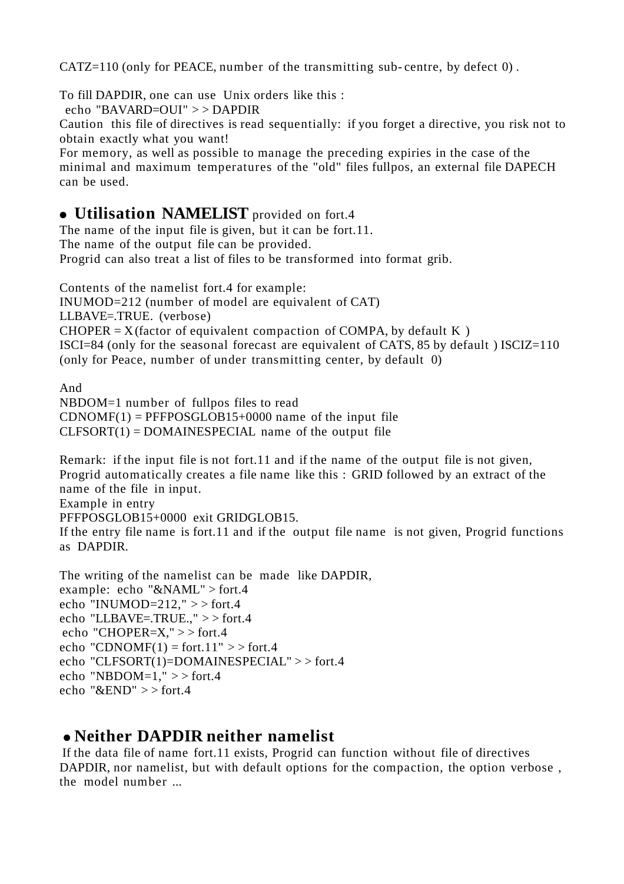CATZ=110 (only for PEACE, number of the transmitting sub-centre, by defect 0) .

To fill DAPDIR, one can use Unix orders like this :
echo "BAVARD=OUI" > > DAPDIR
Caution this file of directives is read sequentially: if you forget a directive, you risk not to obtain exactly what you want!
For memory, as well as possible to manage the preceding expiries in the case of the minimal and maximum temperatures of the "old" files fullpos, an external file DAPECH can be used.

## • **Utilisation NAMELIST** provided on fort.4

The name of the input file is given, but it can be fort.11.
The name of the output file can be provided.
Progrid can also treat a list of files to be transformed into format grib.

Contents of the namelist fort.4 for example:
INUMOD=212 (number of model are equivalent of CAT)
LLBAVE=.TRUE. (verbose)
CHOPER = X (factor of equivalent compaction of COMPA, by default K )
ISCI=84 (only for the seasonal forecast are equivalent of CATS, 85 by default ) ISCIZ=110 (only for Peace, number of under transmitting center, by default 0)

And
NBDOM=1 number of fullpos files to read
CDNOMF(1) = PFFPOSGLOB15+0000 name of the input file
CLFSORT(1) = DOMAINESPECIAL name of the output file

Remark: if the input file is not fort.11 and if the name of the output file is not given, Progrid automatically creates a file name like this : GRID followed by an extract of the name of the file in input.
Example in entry
PFFPOSGLOB15+0000 exit GRIDGLOB15.
If the entry file name is fort.11 and if the output file name is not given, Progrid functions as DAPDIR.

The writing of the namelist can be made like DAPDIR,
example: echo "&NAML" > fort.4
echo "INUMOD=212," > > fort.4
echo "LLBAVE=.TRUE.," > > fort.4
echo "CHOPER=X," > > fort.4
echo "CDNOMF(1) = fort.11" > > fort.4
echo "CLFSORT(1)=DOMAINESPECIAL" > > fort.4
echo "NBDOM=1," > > fort.4
echo "&END" > > fort.4

## • **Neither DAPDIR neither namelist**

If the data file of name fort.11 exists, Progrid can function without file of directives DAPDIR, nor namelist, but with default options for the compaction, the option verbose , the model number ...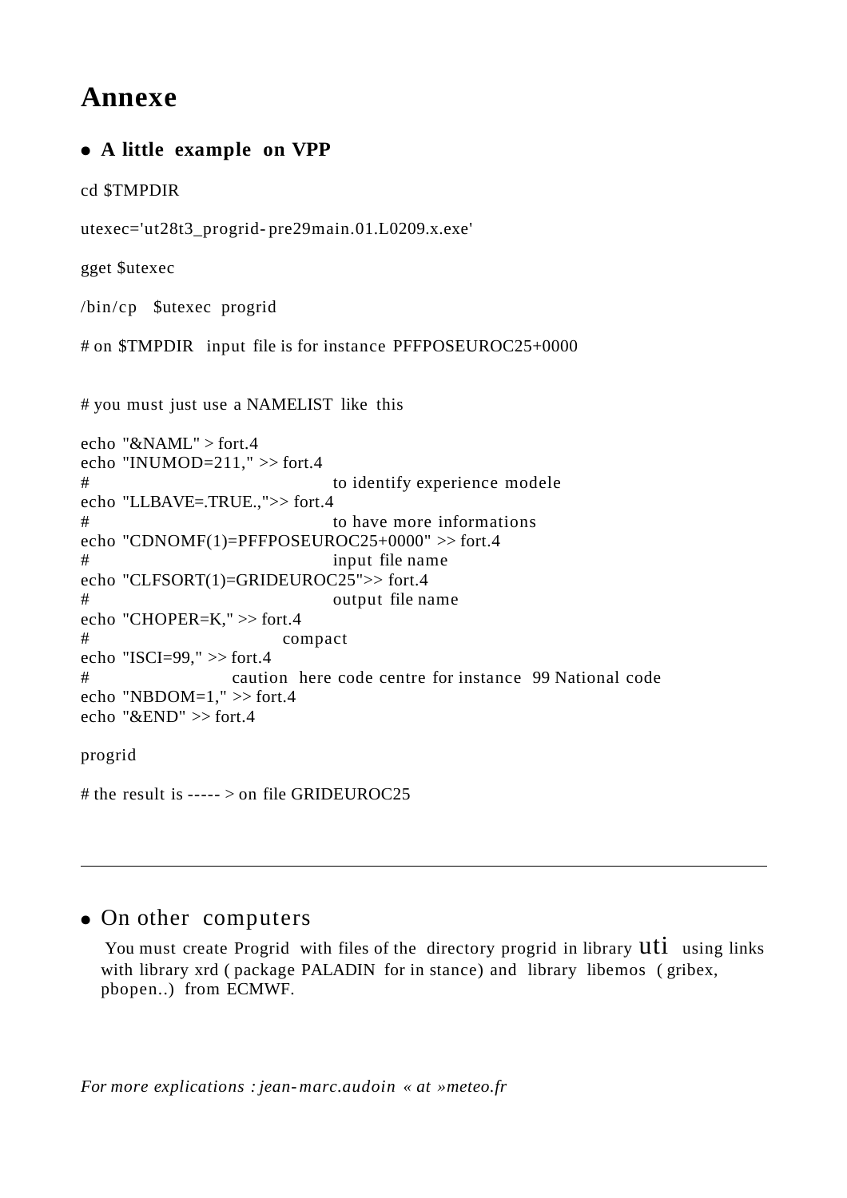# Annexe

- **A little example on VPP**

```
cd $TMPDIR

utexec='ut28t3_progrid- pre29main.01.L0209.x.exe'

gget $utexec

/bin/cp   $utexec  progrid

# on $TMPDIR   input file is for instance PFFPOSEUROC25+0000


# you must just use a NAMELIST like this

echo "&NAML" > fort.4
echo "INUMOD=211," >> fort.4
#                              to identify experience modele
echo "LLBAVE=.TRUE.,">> fort.4
#                              to have more informations
echo "CDNOMF(1)=PFFPOSEUROC25+0000" >> fort.4
#                              input file name
echo "CLFSORT(1)=GRIDEUROC25">> fort.4
#                              output file name
echo "CHOPER=K," >> fort.4
#                         compact
echo "ISCI=99," >> fort.4
#                  caution here code centre for instance 99 National code
echo "NBDOM=1," >> fort.4
echo "&END" >> fort.4

progrid

# the result is ----- > on file GRIDEUROC25
```

---

- On other computers

  You must create Progrid with files of the directory progrid in library uti using links with library xrd ( package PALADIN for in stance) and library libemos ( gribex, pbopen..) from ECMWF.

*For more explications : jean- marc.audoin « at »meteo.fr*